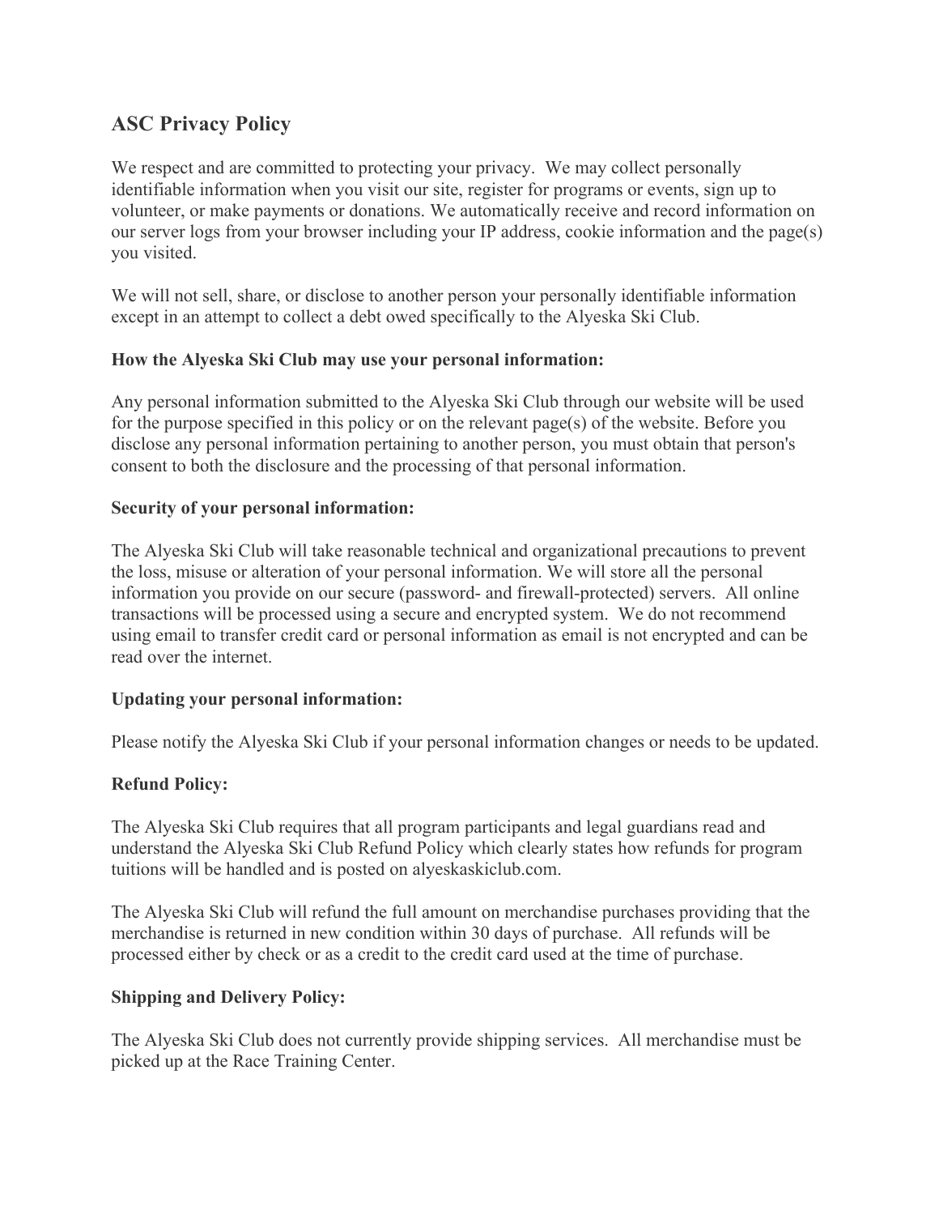## ASC Privacy Policy

We respect and are committed to protecting your privacy. We may collect personally identifiable information when you visit our site, register for programs or events, sign up to volunteer, or make payments or donations. We automatically receive and record information on our server logs from your browser including your IP address, cookie information and the page(s) you visited.

We will not sell, share, or disclose to another person your personally identifiable information except in an attempt to collect a debt owed specifically to the Alyeska Ski Club.

**How the Alyeska Ski Club may use your personal information:**

Any personal information submitted to the Alyeska Ski Club through our website will be used for the purpose specified in this policy or on the relevant page(s) of the website. Before you disclose any personal information pertaining to another person, you must obtain that person's consent to both the disclosure and the processing of that personal information.

**Security of your personal information:**

The Alyeska Ski Club will take reasonable technical and organizational precautions to prevent the loss, misuse or alteration of your personal information. We will store all the personal information you provide on our secure (password- and firewall-protected) servers. All online transactions will be processed using a secure and encrypted system. We do not recommend using email to transfer credit card or personal information as email is not encrypted and can be read over the internet.

**Updating your personal information:**

Please notify the Alyeska Ski Club if your personal information changes or needs to be updated.

**Refund Policy:**

The Alyeska Ski Club requires that all program participants and legal guardians read and understand the Alyeska Ski Club Refund Policy which clearly states how refunds for program tuitions will be handled and is posted on alyeskaskiclub.com.

The Alyeska Ski Club will refund the full amount on merchandise purchases providing that the merchandise is returned in new condition within 30 days of purchase. All refunds will be processed either by check or as a credit to the credit card used at the time of purchase.

**Shipping and Delivery Policy:**

The Alyeska Ski Club does not currently provide shipping services. All merchandise must be picked up at the Race Training Center.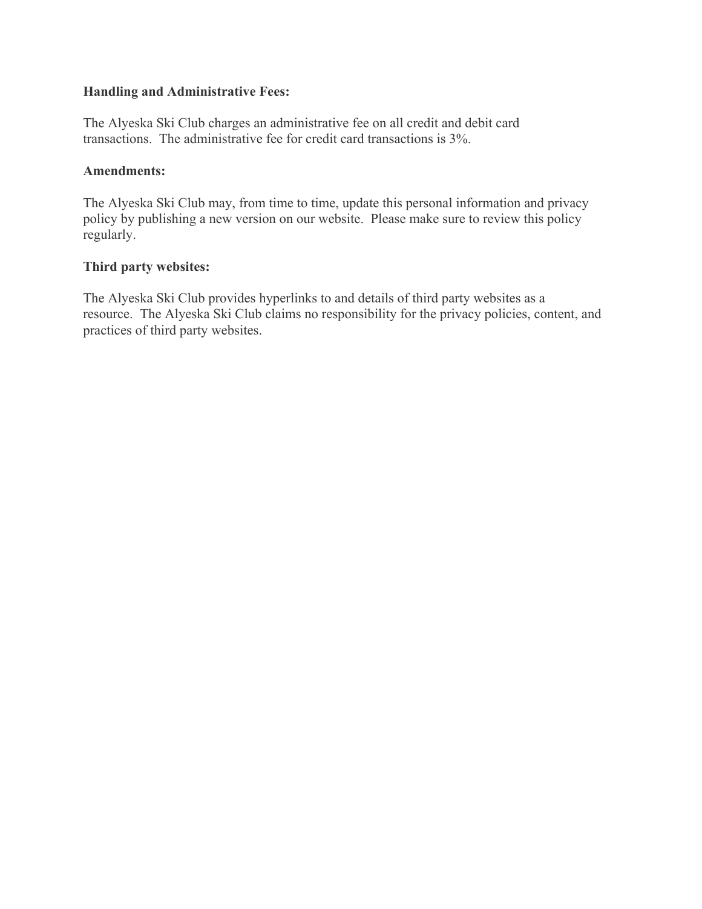**Handling and Administrative Fees:**

The Alyeska Ski Club charges an administrative fee on all credit and debit card transactions. The administrative fee for credit card transactions is 3%.

**Amendments:**

The Alyeska Ski Club may, from time to time, update this personal information and privacy policy by publishing a new version on our website. Please make sure to review this policy regularly.

**Third party websites:**

The Alyeska Ski Club provides hyperlinks to and details of third party websites as a resource. The Alyeska Ski Club claims no responsibility for the privacy policies, content, and practices of third party websites.